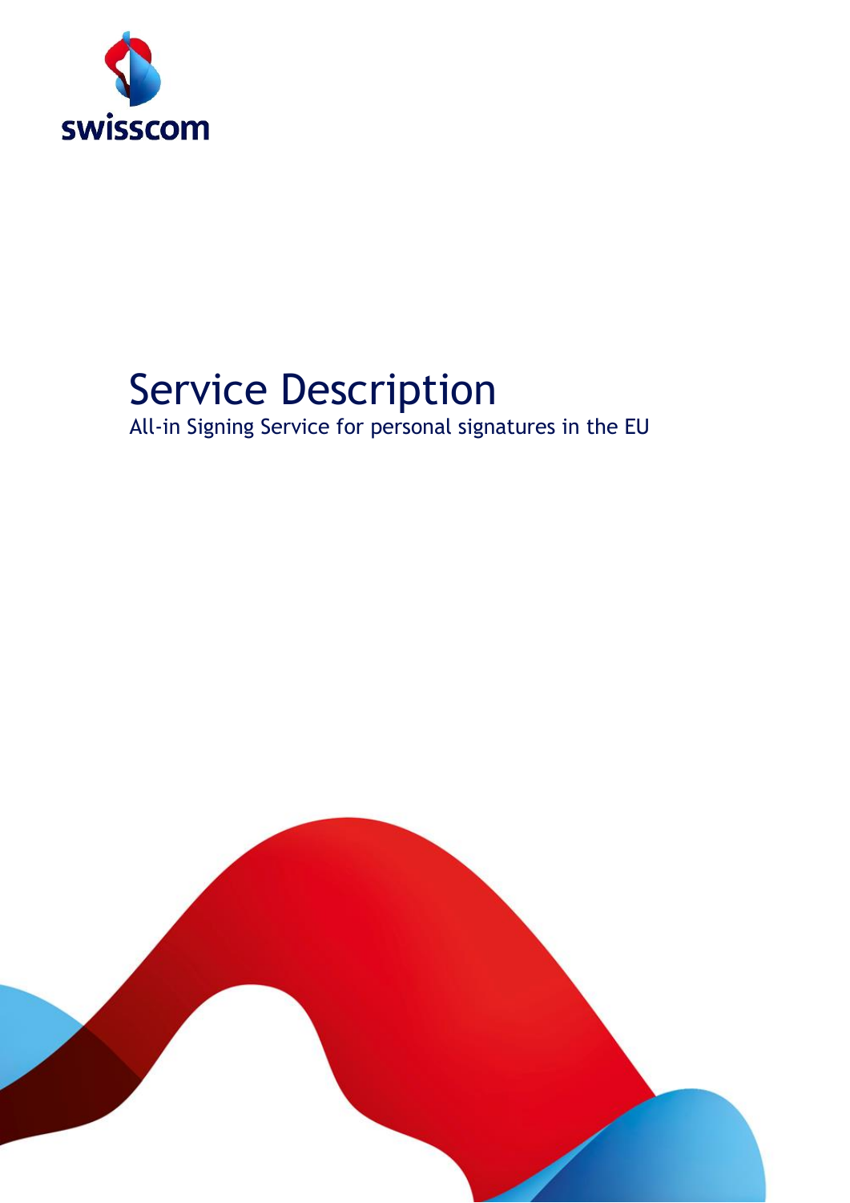swisscom

# Service Description

All-in Signing Service for personal signatures in the EU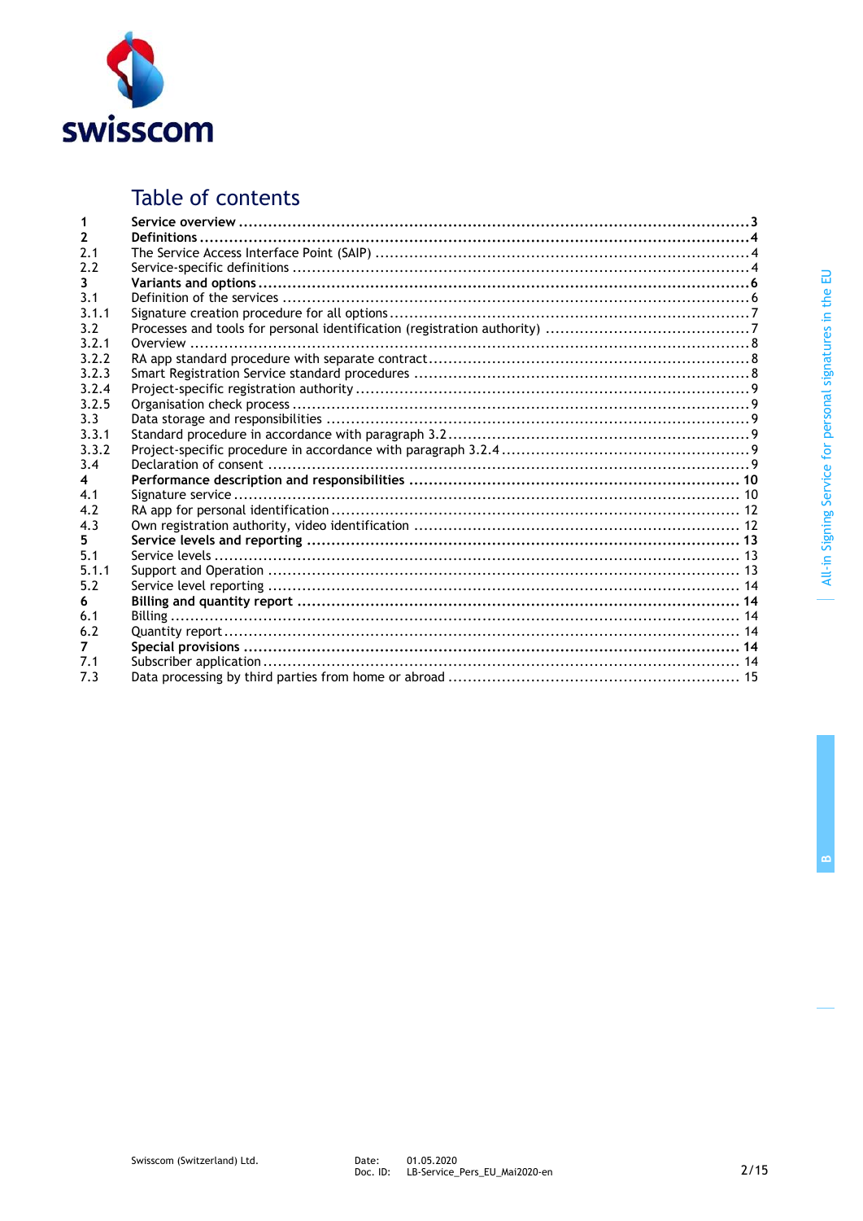# Table of contents

| | | |
|---|---|---|
| **1** | **Service overview** | **3** |
| **2** | **Definitions** | **4** |
| 2.1 | The Service Access Interface Point (SAIP) | 4 |
| 2.2 | Service-specific definitions | 4 |
| **3** | **Variants and options** | **6** |
| 3.1 | Definition of the services | 6 |
| 3.1.1 | Signature creation procedure for all options | 7 |
| 3.2 | Processes and tools for personal identification (registration authority) | 7 |
| 3.2.1 | Overview | 8 |
| 3.2.2 | RA app standard procedure with separate contract | 8 |
| 3.2.3 | Smart Registration Service standard procedures | 8 |
| 3.2.4 | Project-specific registration authority | 9 |
| 3.2.5 | Organisation check process | 9 |
| 3.3 | Data storage and responsibilities | 9 |
| 3.3.1 | Standard procedure in accordance with paragraph 3.2 | 9 |
| 3.3.2 | Project-specific procedure in accordance with paragraph 3.2.4 | 9 |
| 3.4 | Declaration of consent | 9 |
| **4** | **Performance description and responsibilities** | **10** |
| 4.1 | Signature service | 10 |
| 4.2 | RA app for personal identification | 12 |
| 4.3 | Own registration authority, video identification | 12 |
| **5** | **Service levels and reporting** | **13** |
| 5.1 | Service levels | 13 |
| 5.1.1 | Support and Operation | 13 |
| 5.2 | Service level reporting | 14 |
| **6** | **Billing and quantity report** | **14** |
| 6.1 | Billing | 14 |
| 6.2 | Quantity report | 14 |
| **7** | **Special provisions** | **14** |
| 7.1 | Subscriber application | 14 |
| 7.3 | Data processing by third parties from home or abroad | 15 |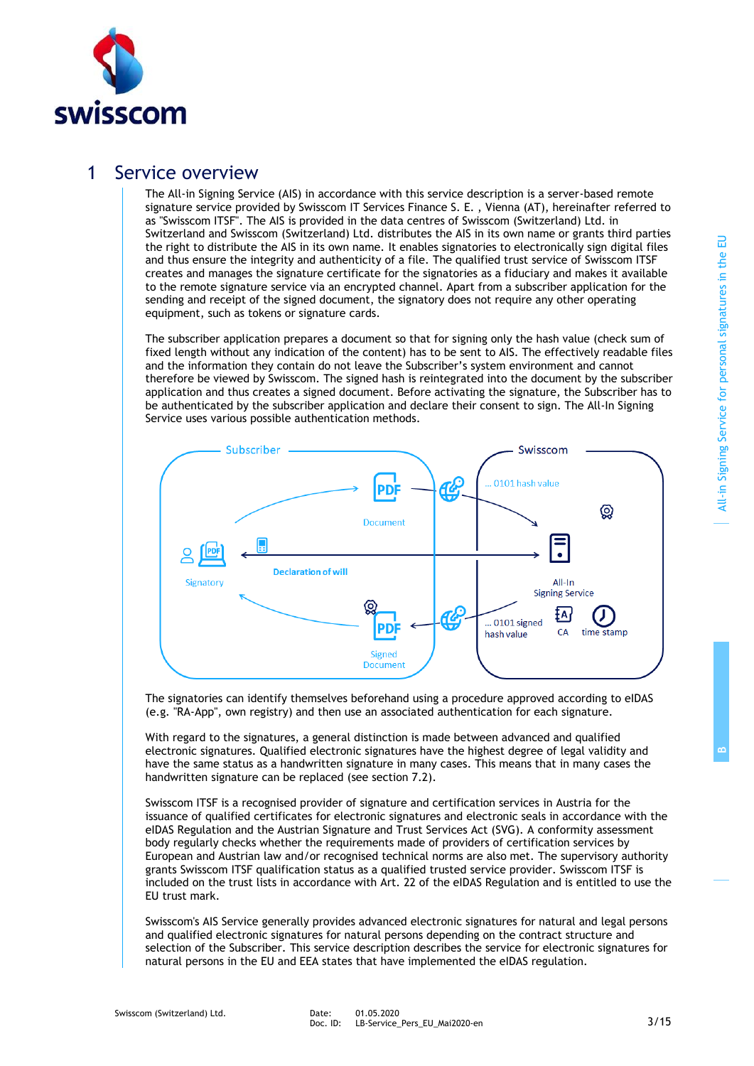# 1 Service overview

The All-in Signing Service (AIS) in accordance with this service description is a server-based remote signature service provided by Swisscom IT Services Finance S. E. , Vienna (AT), hereinafter referred to as "Swisscom ITSF". The AIS is provided in the data centres of Swisscom (Switzerland) Ltd. in Switzerland and Swisscom (Switzerland) Ltd. distributes the AIS in its own name or grants third parties the right to distribute the AIS in its own name. It enables signatories to electronically sign digital files and thus ensure the integrity and authenticity of a file. The qualified trust service of Swisscom ITSF creates and manages the signature certificate for the signatories as a fiduciary and makes it available to the remote signature service via an encrypted channel. Apart from a subscriber application for the sending and receipt of the signed document, the signatory does not require any other operating equipment, such as tokens or signature cards.

The subscriber application prepares a document so that for signing only the hash value (check sum of fixed length without any indication of the content) has to be sent to AIS. The effectively readable files and the information they contain do not leave the Subscriber's system environment and cannot therefore be viewed by Swisscom. The signed hash is reintegrated into the document by the subscriber application and thus creates a signed document. Before activating the signature, the Subscriber has to be authenticated by the subscriber application and declare their consent to sign. The All-In Signing Service uses various possible authentication methods.

Subscriber | Swisscom

Signatory | Document | Declaration of will | Signed Document | ... 0101 hash value | All-In Signing Service | ... 0101 signed hash value | CA | time stamp

The signatories can identify themselves beforehand using a procedure approved according to eIDAS (e.g. "RA-App", own registry) and then use an associated authentication for each signature.

With regard to the signatures, a general distinction is made between advanced and qualified electronic signatures. Qualified electronic signatures have the highest degree of legal validity and have the same status as a handwritten signature in many cases. This means that in many cases the handwritten signature can be replaced (see section 7.2).

Swisscom ITSF is a recognised provider of signature and certification services in Austria for the issuance of qualified certificates for electronic signatures and electronic seals in accordance with the eIDAS Regulation and the Austrian Signature and Trust Services Act (SVG). A conformity assessment body regularly checks whether the requirements made of providers of certification services by European and Austrian law and/or recognised technical norms are also met. The supervisory authority grants Swisscom ITSF qualification status as a qualified trusted service provider. Swisscom ITSF is included on the trust lists in accordance with Art. 22 of the eIDAS Regulation and is entitled to use the EU trust mark.

Swisscom's AIS Service generally provides advanced electronic signatures for natural and legal persons and qualified electronic signatures for natural persons depending on the contract structure and selection of the Subscriber. This service description describes the service for electronic signatures for natural persons in the EU and EEA states that have implemented the eIDAS regulation.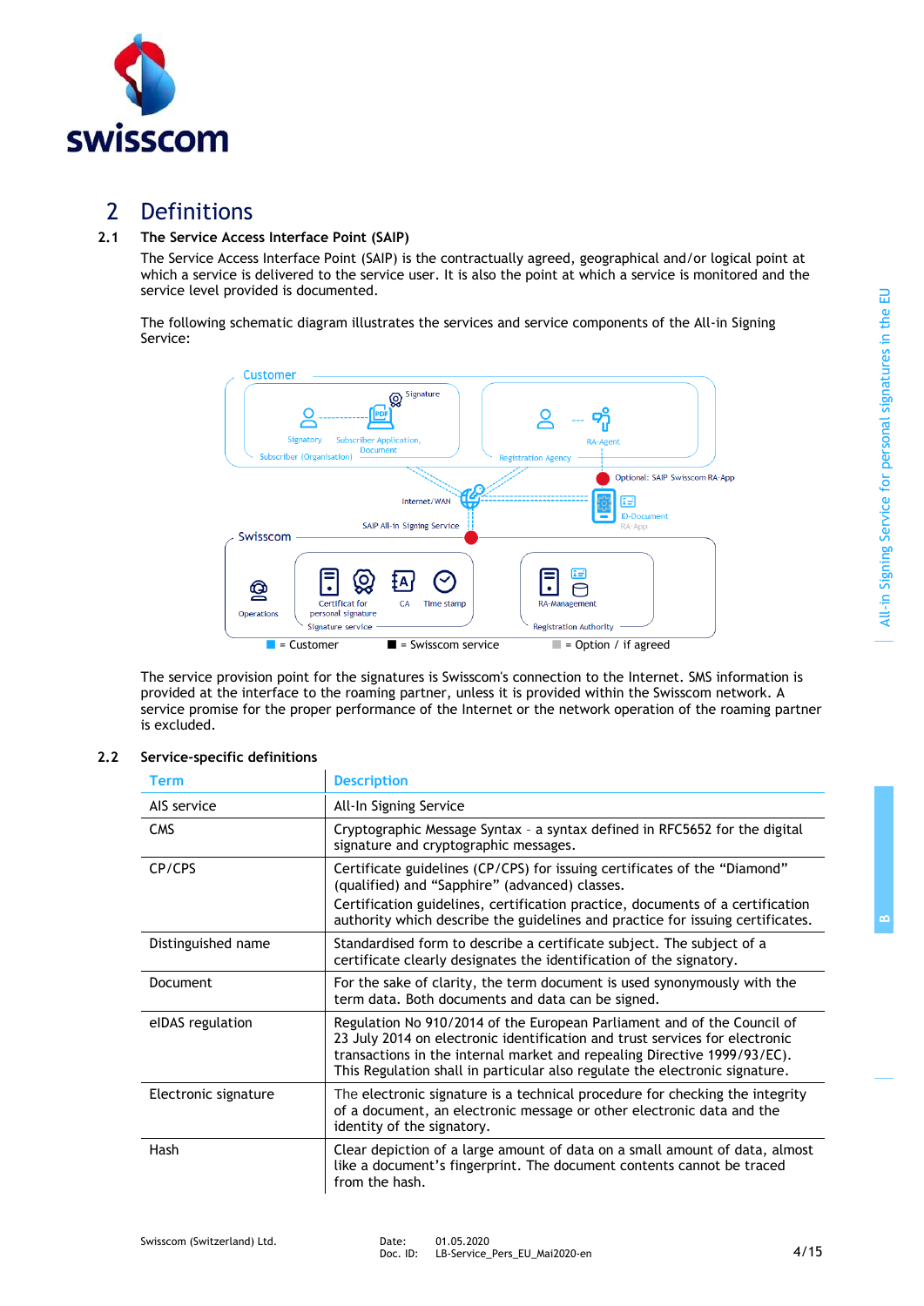# 2 Definitions

## 2.1 The Service Access Interface Point (SAIP)

The Service Access Interface Point (SAIP) is the contractually agreed, geographical and/or logical point at which a service is delivered to the service user. It is also the point at which a service is monitored and the service level provided is documented.

The following schematic diagram illustrates the services and service components of the All-in Signing Service:

Customer

Signatory — Subscriber Application, Document — Signature — Subscriber (Organisation)

RA-Agent — Registration Agency

Optional: SAIP Swisscom RA-App

Internet/WAN

ID-Document — RA-App

SAIP All-in Signing Service

Swisscom

Operations

Certificat for personal signature — CA — Time stamp — Signature service

RA-Management — Registration Authority

■ = Customer ■ = Swisscom service ■ = Option / if agreed

The service provision point for the signatures is Swisscom's connection to the Internet. SMS information is provided at the interface to the roaming partner, unless it is provided within the Swisscom network. A service promise for the proper performance of the Internet or the network operation of the roaming partner is excluded.

## 2.2 Service-specific definitions

| Term | Description |
|---|---|
| AIS service | All-In Signing Service |
| CMS | Cryptographic Message Syntax – a syntax defined in RFC5652 for the digital signature and cryptographic messages. |
| CP/CPS | Certificate guidelines (CP/CPS) for issuing certificates of the “Diamond” (qualified) and “Sapphire” (advanced) classes.<br>Certification guidelines, certification practice, documents of a certification authority which describe the guidelines and practice for issuing certificates. |
| Distinguished name | Standardised form to describe a certificate subject. The subject of a certificate clearly designates the identification of the signatory. |
| Document | For the sake of clarity, the term document is used synonymously with the term data. Both documents and data can be signed. |
| eIDAS regulation | Regulation No 910/2014 of the European Parliament and of the Council of 23 July 2014 on electronic identification and trust services for electronic transactions in the internal market and repealing Directive 1999/93/EC). This Regulation shall in particular also regulate the electronic signature. |
| Electronic signature | The electronic signature is a technical procedure for checking the integrity of a document, an electronic message or other electronic data and the identity of the signatory. |
| Hash | Clear depiction of a large amount of data on a small amount of data, almost like a document’s fingerprint. The document contents cannot be traced from the hash. |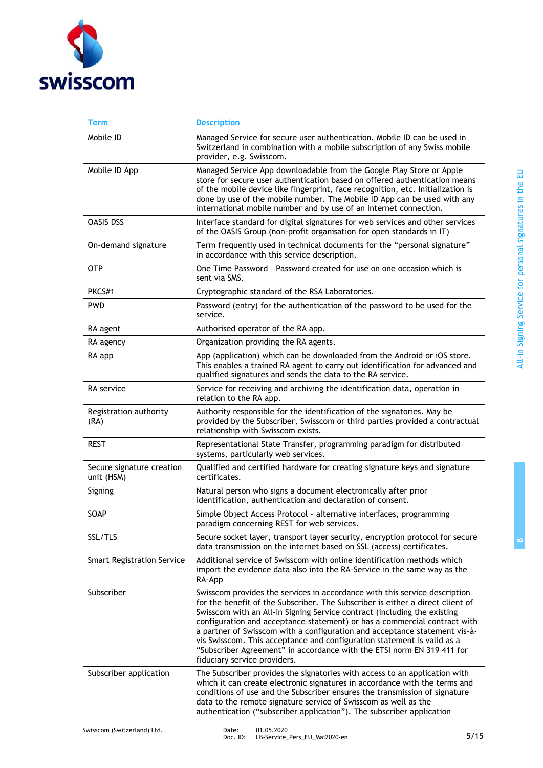| Term | Description |
| --- | --- |
| Mobile ID | Managed Service for secure user authentication. Mobile ID can be used in Switzerland in combination with a mobile subscription of any Swiss mobile provider, e.g. Swisscom. |
| Mobile ID App | Managed Service App downloadable from the Google Play Store or Apple store for secure user authentication based on offered authentication means of the mobile device like fingerprint, face recognition, etc. Initialization is done by use of the mobile number. The Mobile ID App can be used with any international mobile number and by use of an Internet connection. |
| OASIS DSS | Interface standard for digital signatures for web services and other services of the OASIS Group (non-profit organisation for open standards in IT) |
| On-demand signature | Term frequently used in technical documents for the "personal signature" in accordance with this service description. |
| OTP | One Time Password - Password created for use on one occasion which is sent via SMS. |
| PKCS#1 | Cryptographic standard of the RSA Laboratories. |
| PWD | Password (entry) for the authentication of the password to be used for the service. |
| RA agent | Authorised operator of the RA app. |
| RA agency | Organization providing the RA agents. |
| RA app | App (application) which can be downloaded from the Android or iOS store. This enables a trained RA agent to carry out identification for advanced and qualified signatures and sends the data to the RA service. |
| RA service | Service for receiving and archiving the identification data, operation in relation to the RA app. |
| Registration authority (RA) | Authority responsible for the identification of the signatories. May be provided by the Subscriber, Swisscom or third parties provided a contractual relationship with Swisscom exists. |
| REST | Representational State Transfer, programming paradigm for distributed systems, particularly web services. |
| Secure signature creation unit (HSM) | Qualified and certified hardware for creating signature keys and signature certificates. |
| Signing | Natural person who signs a document electronically after prior identification, authentication and declaration of consent. |
| SOAP | Simple Object Access Protocol - alternative interfaces, programming paradigm concerning REST for web services. |
| SSL/TLS | Secure socket layer, transport layer security, encryption protocol for secure data transmission on the internet based on SSL (access) certificates. |
| Smart Registration Service | Additional service of Swisscom with online identification methods which import the evidence data also into the RA-Service in the same way as the RA-App |
| Subscriber | Swisscom provides the services in accordance with this service description for the benefit of the Subscriber. The Subscriber is either a direct client of Swisscom with an All-in Signing Service contract (including the existing configuration and acceptance statement) or has a commercial contract with a partner of Swisscom with a configuration and acceptance statement vis-à-vis Swisscom. This acceptance and configuration statement is valid as a "Subscriber Agreement" in accordance with the ETSI norm EN 319 411 for fiduciary service providers. |
| Subscriber application | The Subscriber provides the signatories with access to an application with which it can create electronic signatures in accordance with the terms and conditions of use and the Subscriber ensures the transmission of signature data to the remote signature service of Swisscom as well as the authentication ("subscriber application"). The subscriber application |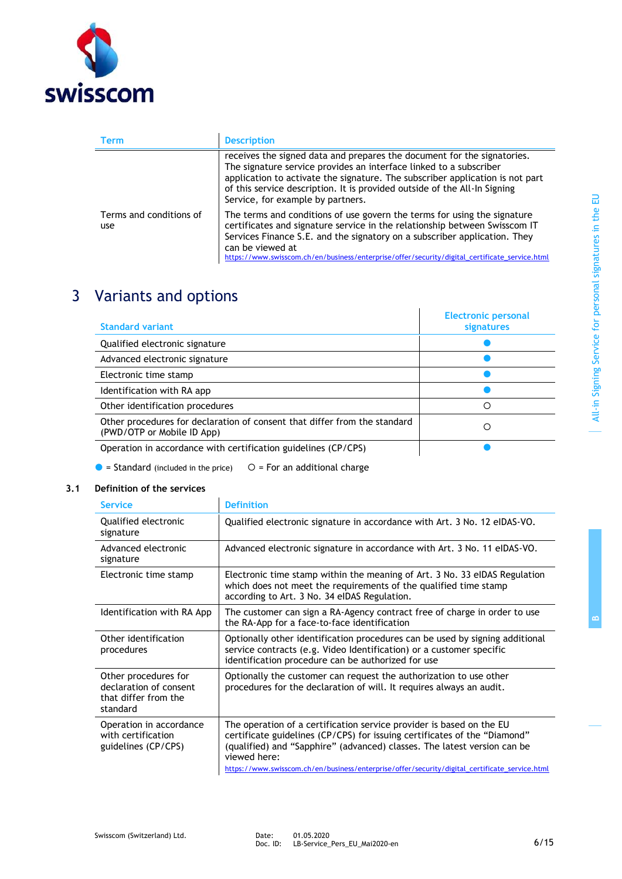| Term | Description |
|---|---|
| | receives the signed data and prepares the document for the signatories. The signature service provides an interface linked to a subscriber application to activate the signature. The subscriber application is not part of this service description. It is provided outside of the All-In Signing Service, for example by partners. |
| Terms and conditions of use | The terms and conditions of use govern the terms for using the signature certificates and signature service in the relationship between Swisscom IT Services Finance S.E. and the signatory on a subscriber application. They can be viewed at https://www.swisscom.ch/en/business/enterprise/offer/security/digital_certificate_service.html |

# 3 Variants and options

| Standard variant | Electronic personal signatures |
|---|---|
| Qualified electronic signature | ● |
| Advanced electronic signature | ● |
| Electronic time stamp | ● |
| Identification with RA app | ● |
| Other identification procedures | ○ |
| Other procedures for declaration of consent that differ from the standard (PWD/OTP or Mobile ID App) | ○ |
| Operation in accordance with certification guidelines (CP/CPS) | ● |

● = Standard (included in the price) ○ = For an additional charge

## 3.1 Definition of the services

| Service | Definition |
|---|---|
| Qualified electronic signature | Qualified electronic signature in accordance with Art. 3 No. 12 eIDAS-VO. |
| Advanced electronic signature | Advanced electronic signature in accordance with Art. 3 No. 11 eIDAS-VO. |
| Electronic time stamp | Electronic time stamp within the meaning of Art. 3 No. 33 eIDAS Regulation which does not meet the requirements of the qualified time stamp according to Art. 3 No. 34 eIDAS Regulation. |
| Identification with RA App | The customer can sign a RA-Agency contract free of charge in order to use the RA-App for a face-to-face identification |
| Other identification procedures | Optionally other identification procedures can be used by signing additional service contracts (e.g. Video Identification) or a customer specific identification procedure can be authorized for use |
| Other procedures for declaration of consent that differ from the standard | Optionally the customer can request the authorization to use other procedures for the declaration of will. It requires always an audit. |
| Operation in accordance with certification guidelines (CP/CPS) | The operation of a certification service provider is based on the EU certificate guidelines (CP/CPS) for issuing certificates of the "Diamond" (qualified) and "Sapphire" (advanced) classes. The latest version can be viewed here: https://www.swisscom.ch/en/business/enterprise/offer/security/digital_certificate_service.html |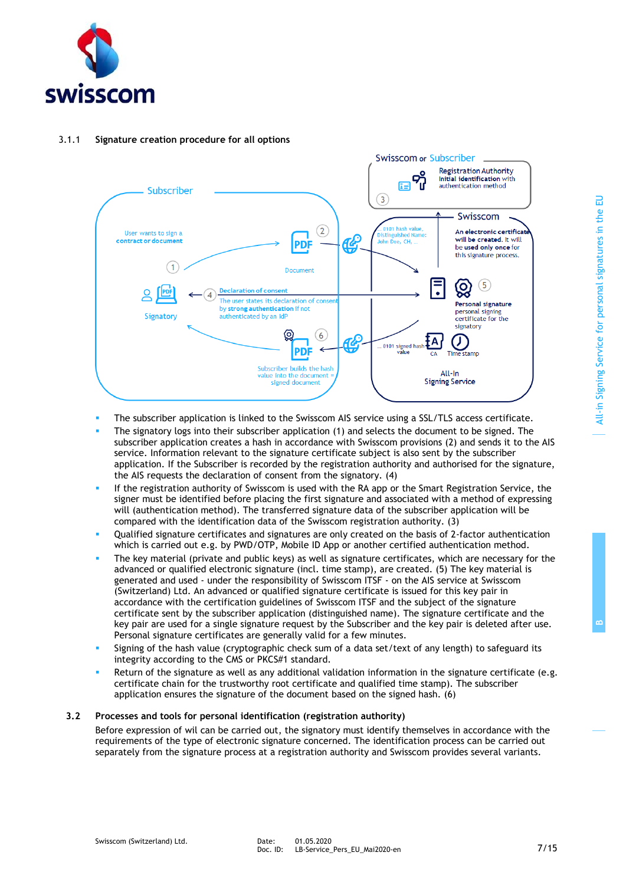#### 3.1.1 Signature creation procedure for all options

- The subscriber application is linked to the Swisscom AIS service using a SSL/TLS access certificate.
- The signatory logs into their subscriber application (1) and selects the document to be signed. The subscriber application creates a hash in accordance with Swisscom provisions (2) and sends it to the AIS service. Information relevant to the signature certificate subject is also sent by the subscriber application. If the Subscriber is recorded by the registration authority and authorised for the signature, the AIS requests the declaration of consent from the signatory. (4)
- If the registration authority of Swisscom is used with the RA app or the Smart Registration Service, the signer must be identified before placing the first signature and associated with a method of expressing will (authentication method). The transferred signature data of the subscriber application will be compared with the identification data of the Swisscom registration authority. (3)
- Qualified signature certificates and signatures are only created on the basis of 2-factor authentication which is carried out e.g. by PWD/OTP, Mobile ID App or another certified authentication method.
- The key material (private and public keys) as well as signature certificates, which are necessary for the advanced or qualified electronic signature (incl. time stamp), are created. (5) The key material is generated and used - under the responsibility of Swisscom ITSF - on the AIS service at Swisscom (Switzerland) Ltd. An advanced or qualified signature certificate is issued for this key pair in accordance with the certification guidelines of Swisscom ITSF and the subject of the signature certificate sent by the subscriber application (distinguished name). The signature certificate and the key pair are used for a single signature request by the Subscriber and the key pair is deleted after use. Personal signature certificates are generally valid for a few minutes.
- Signing of the hash value (cryptographic check sum of a data set/text of any length) to safeguard its integrity according to the CMS or PKCS#1 standard.
- Return of the signature as well as any additional validation information in the signature certificate (e.g. certificate chain for the trustworthy root certificate and qualified time stamp). The subscriber application ensures the signature of the document based on the signed hash. (6)

### 3.2 Processes and tools for personal identification (registration authority)

Before expression of wil can be carried out, the signatory must identify themselves in accordance with the requirements of the type of electronic signature concerned. The identification process can be carried out separately from the signature process at a registration authority and Swisscom provides several variants.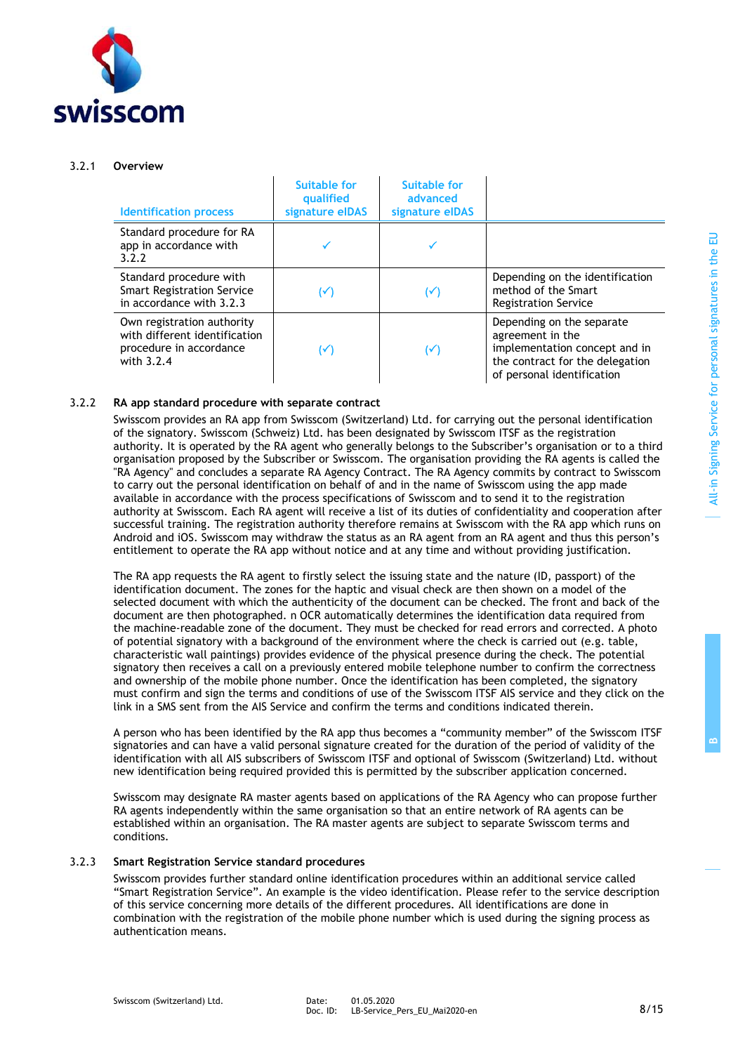### 3.2.1 Overview

| Identification process | Suitable for qualified signature eIDAS | Suitable for advanced signature eIDAS | |
|---|---|---|---|
| Standard procedure for RA app in accordance with 3.2.2 | ✓ | ✓ | |
| Standard procedure with Smart Registration Service in accordance with 3.2.3 | (✓) | (✓) | Depending on the identification method of the Smart Registration Service |
| Own registration authority with different identification procedure in accordance with 3.2.4 | (✓) | (✓) | Depending on the separate agreement in the implementation concept and in the contract for the delegation of personal identification |

### 3.2.2 RA app standard procedure with separate contract

Swisscom provides an RA app from Swisscom (Switzerland) Ltd. for carrying out the personal identification of the signatory. Swisscom (Schweiz) Ltd. has been designated by Swisscom ITSF as the registration authority. It is operated by the RA agent who generally belongs to the Subscriber's organisation or to a third organisation proposed by the Subscriber or Swisscom. The organisation providing the RA agents is called the "RA Agency" and concludes a separate RA Agency Contract. The RA Agency commits by contract to Swisscom to carry out the personal identification on behalf of and in the name of Swisscom using the app made available in accordance with the process specifications of Swisscom and to send it to the registration authority at Swisscom. Each RA agent will receive a list of its duties of confidentiality and cooperation after successful training. The registration authority therefore remains at Swisscom with the RA app which runs on Android and iOS. Swisscom may withdraw the status as an RA agent from an RA agent and thus this person's entitlement to operate the RA app without notice and at any time and without providing justification.

The RA app requests the RA agent to firstly select the issuing state and the nature (ID, passport) of the identification document. The zones for the haptic and visual check are then shown on a model of the selected document with which the authenticity of the document can be checked. The front and back of the document are then photographed. n OCR automatically determines the identification data required from the machine-readable zone of the document. They must be checked for read errors and corrected. A photo of potential signatory with a background of the environment where the check is carried out (e.g. table, characteristic wall paintings) provides evidence of the physical presence during the check. The potential signatory then receives a call on a previously entered mobile telephone number to confirm the correctness and ownership of the mobile phone number. Once the identification has been completed, the signatory must confirm and sign the terms and conditions of use of the Swisscom ITSF AIS service and they click on the link in a SMS sent from the AIS Service and confirm the terms and conditions indicated therein.

A person who has been identified by the RA app thus becomes a "community member" of the Swisscom ITSF signatories and can have a valid personal signature created for the duration of the period of validity of the identification with all AIS subscribers of Swisscom ITSF and optional of Swisscom (Switzerland) Ltd. without new identification being required provided this is permitted by the subscriber application concerned.

Swisscom may designate RA master agents based on applications of the RA Agency who can propose further RA agents independently within the same organisation so that an entire network of RA agents can be established within an organisation. The RA master agents are subject to separate Swisscom terms and conditions.

### 3.2.3 Smart Registration Service standard procedures

Swisscom provides further standard online identification procedures within an additional service called "Smart Registration Service". An example is the video identification. Please refer to the service description of this service concerning more details of the different procedures. All identifications are done in combination with the registration of the mobile phone number which is used during the signing process as authentication means.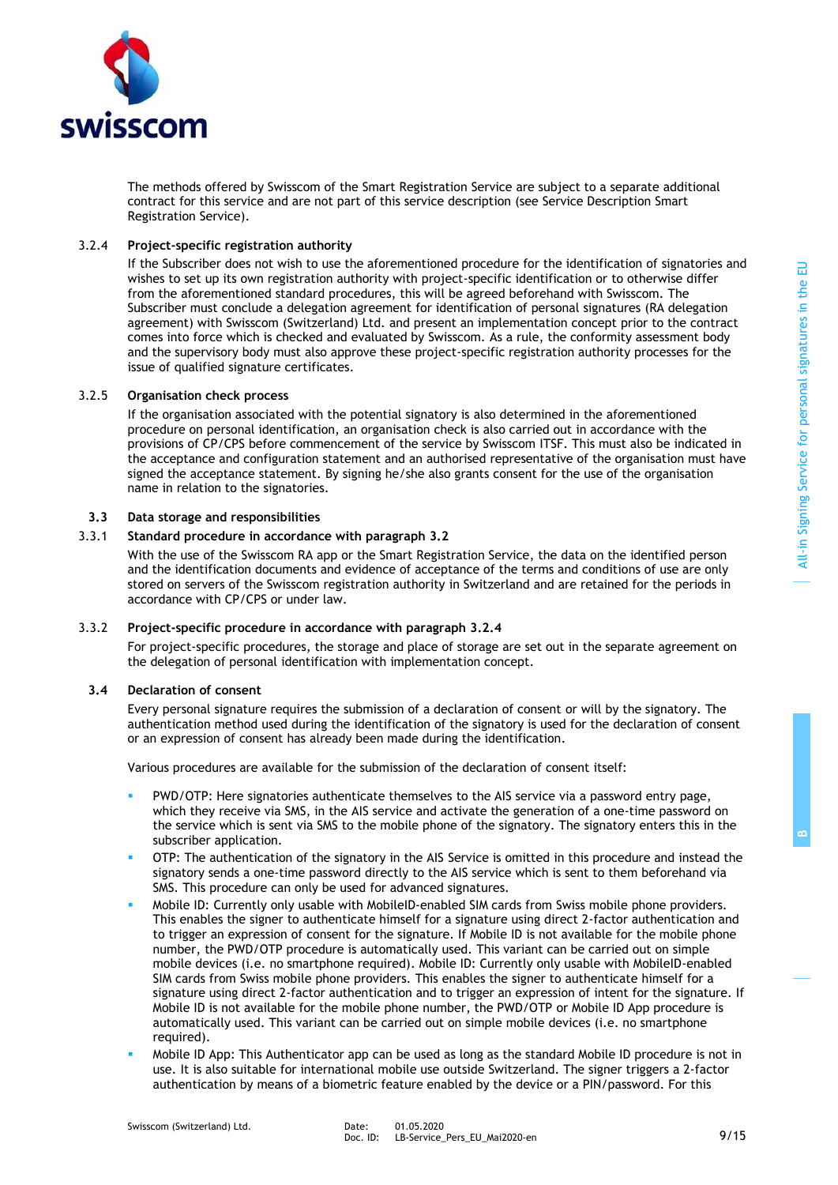The methods offered by Swisscom of the Smart Registration Service are subject to a separate additional contract for this service and are not part of this service description (see Service Description Smart Registration Service).

#### 3.2.4 Project-specific registration authority

If the Subscriber does not wish to use the aforementioned procedure for the identification of signatories and wishes to set up its own registration authority with project-specific identification or to otherwise differ from the aforementioned standard procedures, this will be agreed beforehand with Swisscom. The Subscriber must conclude a delegation agreement for identification of personal signatures (RA delegation agreement) with Swisscom (Switzerland) Ltd. and present an implementation concept prior to the contract comes into force which is checked and evaluated by Swisscom. As a rule, the conformity assessment body and the supervisory body must also approve these project-specific registration authority processes for the issue of qualified signature certificates.

#### 3.2.5 Organisation check process

If the organisation associated with the potential signatory is also determined in the aforementioned procedure on personal identification, an organisation check is also carried out in accordance with the provisions of CP/CPS before commencement of the service by Swisscom ITSF. This must also be indicated in the acceptance and configuration statement and an authorised representative of the organisation must have signed the acceptance statement. By signing he/she also grants consent for the use of the organisation name in relation to the signatories.

### 3.3 Data storage and responsibilities

#### 3.3.1 Standard procedure in accordance with paragraph 3.2

With the use of the Swisscom RA app or the Smart Registration Service, the data on the identified person and the identification documents and evidence of acceptance of the terms and conditions of use are only stored on servers of the Swisscom registration authority in Switzerland and are retained for the periods in accordance with CP/CPS or under law.

#### 3.3.2 Project-specific procedure in accordance with paragraph 3.2.4

For project-specific procedures, the storage and place of storage are set out in the separate agreement on the delegation of personal identification with implementation concept.

### 3.4 Declaration of consent

Every personal signature requires the submission of a declaration of consent or will by the signatory. The authentication method used during the identification of the signatory is used for the declaration of consent or an expression of consent has already been made during the identification.

Various procedures are available for the submission of the declaration of consent itself:

- PWD/OTP: Here signatories authenticate themselves to the AIS service via a password entry page, which they receive via SMS, in the AIS service and activate the generation of a one-time password on the service which is sent via SMS to the mobile phone of the signatory. The signatory enters this in the subscriber application.
- OTP: The authentication of the signatory in the AIS Service is omitted in this procedure and instead the signatory sends a one-time password directly to the AIS service which is sent to them beforehand via SMS. This procedure can only be used for advanced signatures.
- Mobile ID: Currently only usable with MobileID-enabled SIM cards from Swiss mobile phone providers. This enables the signer to authenticate himself for a signature using direct 2-factor authentication and to trigger an expression of consent for the signature. If Mobile ID is not available for the mobile phone number, the PWD/OTP procedure is automatically used. This variant can be carried out on simple mobile devices (i.e. no smartphone required). Mobile ID: Currently only usable with MobileID-enabled SIM cards from Swiss mobile phone providers. This enables the signer to authenticate himself for a signature using direct 2-factor authentication and to trigger an expression of intent for the signature. If Mobile ID is not available for the mobile phone number, the PWD/OTP or Mobile ID App procedure is automatically used. This variant can be carried out on simple mobile devices (i.e. no smartphone required).
- Mobile ID App: This Authenticator app can be used as long as the standard Mobile ID procedure is not in use. It is also suitable for international mobile use outside Switzerland. The signer triggers a 2-factor authentication by means of a biometric feature enabled by the device or a PIN/password. For this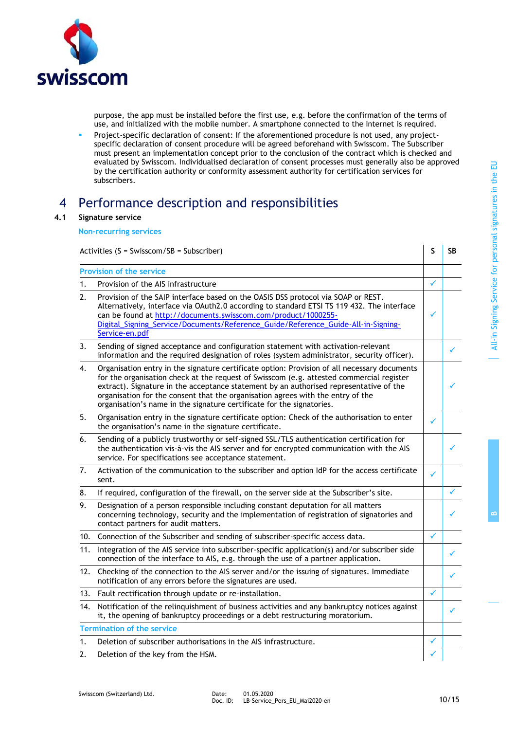purpose, the app must be installed before the first use, e.g. before the confirmation of the terms of use, and initialized with the mobile number. A smartphone connected to the Internet is required.

- Project-specific declaration of consent: If the aforementioned procedure is not used, any project-specific declaration of consent procedure will be agreed beforehand with Swisscom. The Subscriber must present an implementation concept prior to the conclusion of the contract which is checked and evaluated by Swisscom. Individualised declaration of consent processes must generally also be approved by the certification authority or conformity assessment authority for certification services for subscribers.

# 4 Performance description and responsibilities

## 4.1 Signature service

### Non-recurring services

| Activities (S = Swisscom/SB = Subscriber) | S | SB |
|---|---|---|
| **Provision of the service** | | |
| 1. Provision of the AIS infrastructure | ✓ | |
| 2. Provision of the SAIP interface based on the OASIS DSS protocol via SOAP or REST. Alternatively, interface via OAuth2.0 according to standard ETSI TS 119 432. The interface can be found at http://documents.swisscom.com/product/1000255-Digital_Signing_Service/Documents/Reference_Guide/Reference_Guide-All-in-Signing-Service-en.pdf | ✓ | |
| 3. Sending of signed acceptance and configuration statement with activation-relevant information and the required designation of roles (system administrator, security officer). | | ✓ |
| 4. Organisation entry in the signature certificate option: Provision of all necessary documents for the organisation check at the request of Swisscom (e.g. attested commercial register extract). Signature in the acceptance statement by an authorised representative of the organisation for the consent that the organisation agrees with the entry of the organisation's name in the signature certificate for the signatories. | | ✓ |
| 5. Organisation entry in the signature certificate option: Check of the authorisation to enter the organisation's name in the signature certificate. | ✓ | |
| 6. Sending of a publicly trustworthy or self-signed SSL/TLS authentication certification for the authentication vis-à-vis the AIS server and for encrypted communication with the AIS service. For specifications see acceptance statement. | | ✓ |
| 7. Activation of the communication to the subscriber and option IdP for the access certificate sent. | ✓ | |
| 8. If required, configuration of the firewall, on the server side at the Subscriber's site. | | ✓ |
| 9. Designation of a person responsible including constant deputation for all matters concerning technology, security and the implementation of registration of signatories and contact partners for audit matters. | | ✓ |
| 10. Connection of the Subscriber and sending of subscriber-specific access data. | ✓ | |
| 11. Integration of the AIS service into subscriber-specific application(s) and/or subscriber side connection of the interface to AIS, e.g. through the use of a partner application. | | ✓ |
| 12. Checking of the connection to the AIS server and/or the issuing of signatures. Immediate notification of any errors before the signatures are used. | | ✓ |
| 13. Fault rectification through update or re-installation. | ✓ | |
| 14. Notification of the relinquishment of business activities and any bankruptcy notices against it, the opening of bankruptcy proceedings or a debt restructuring moratorium. | | ✓ |
| **Termination of the service** | | |
| 1. Deletion of subscriber authorisations in the AIS infrastructure. | ✓ | |
| 2. Deletion of the key from the HSM. | ✓ | |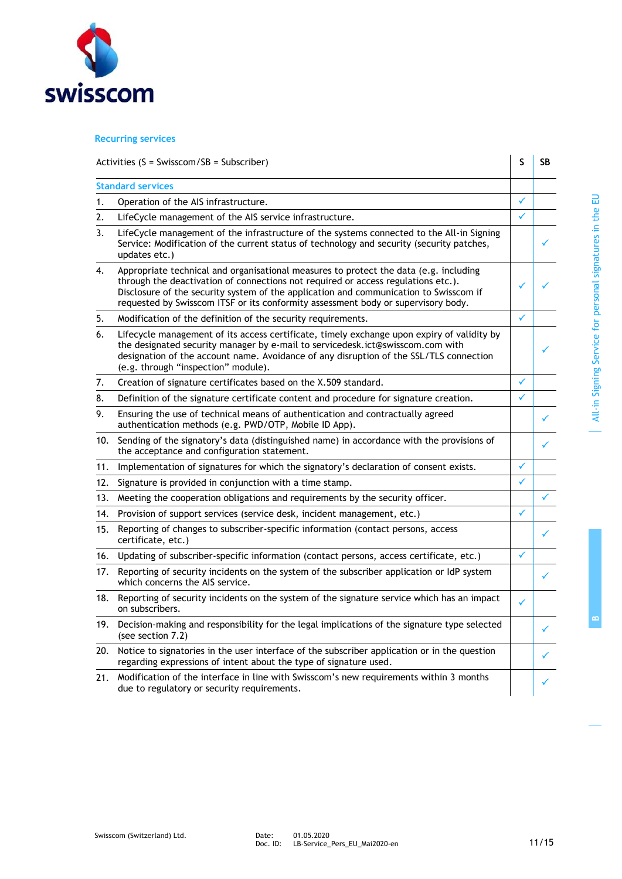## Recurring services

| Activities (S = Swisscom/SB = Subscriber) | | S | SB |
|---|---|---|---|
| **Standard services** | | | |
| 1. | Operation of the AIS infrastructure. | ✓ | |
| 2. | LifeCycle management of the AIS service infrastructure. | ✓ | |
| 3. | LifeCycle management of the infrastructure of the systems connected to the All-in Signing Service: Modification of the current status of technology and security (security patches, updates etc.) | | ✓ |
| 4. | Appropriate technical and organisational measures to protect the data (e.g. including through the deactivation of connections not required or access regulations etc.). Disclosure of the security system of the application and communication to Swisscom if requested by Swisscom ITSF or its conformity assessment body or supervisory body. | ✓ | ✓ |
| 5. | Modification of the definition of the security requirements. | ✓ | |
| 6. | Lifecycle management of its access certificate, timely exchange upon expiry of validity by the designated security manager by e-mail to servicedesk.ict@swisscom.com with designation of the account name. Avoidance of any disruption of the SSL/TLS connection (e.g. through "inspection" module). | | ✓ |
| 7. | Creation of signature certificates based on the X.509 standard. | ✓ | |
| 8. | Definition of the signature certificate content and procedure for signature creation. | ✓ | |
| 9. | Ensuring the use of technical means of authentication and contractually agreed authentication methods (e.g. PWD/OTP, Mobile ID App). | | ✓ |
| 10. | Sending of the signatory's data (distinguished name) in accordance with the provisions of the acceptance and configuration statement. | | ✓ |
| 11. | Implementation of signatures for which the signatory's declaration of consent exists. | ✓ | |
| 12. | Signature is provided in conjunction with a time stamp. | ✓ | |
| 13. | Meeting the cooperation obligations and requirements by the security officer. | | ✓ |
| 14. | Provision of support services (service desk, incident management, etc.) | ✓ | |
| 15. | Reporting of changes to subscriber-specific information (contact persons, access certificate, etc.) | | ✓ |
| 16. | Updating of subscriber-specific information (contact persons, access certificate, etc.) | ✓ | |
| 17. | Reporting of security incidents on the system of the subscriber application or IdP system which concerns the AIS service. | | ✓ |
| 18. | Reporting of security incidents on the system of the signature service which has an impact on subscribers. | ✓ | |
| 19. | Decision-making and responsibility for the legal implications of the signature type selected (see section 7.2) | | ✓ |
| 20. | Notice to signatories in the user interface of the subscriber application or in the question regarding expressions of intent about the type of signature used. | | ✓ |
| 21. | Modification of the interface in line with Swisscom's new requirements within 3 months due to regulatory or security requirements. | | ✓ |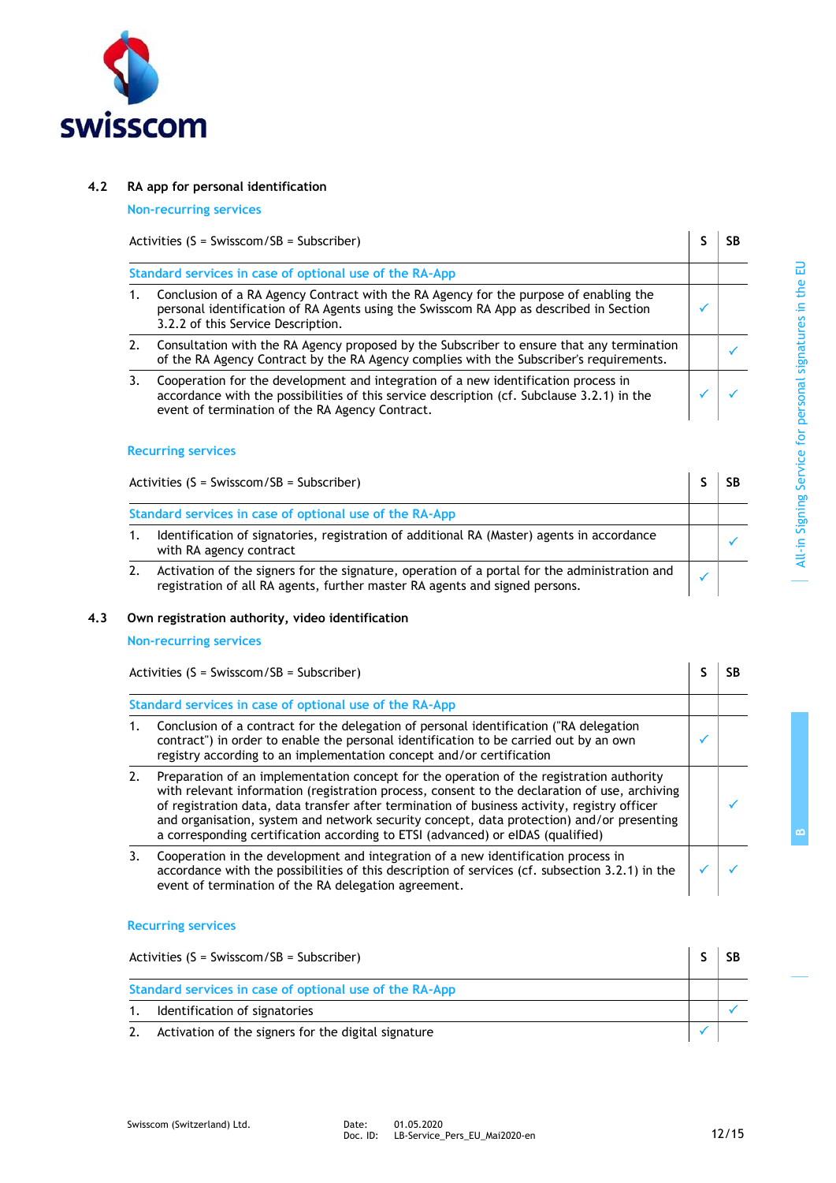### 4.2 RA app for personal identification

Non-recurring services

| Activities (S = Swisscom/SB = Subscriber) | S | SB |
|---|---|---|
| Standard services in case of optional use of the RA-App | | |
| 1. Conclusion of a RA Agency Contract with the RA Agency for the purpose of enabling the personal identification of RA Agents using the Swisscom RA App as described in Section 3.2.2 of this Service Description. | ✓ | |
| 2. Consultation with the RA Agency proposed by the Subscriber to ensure that any termination of the RA Agency Contract by the RA Agency complies with the Subscriber's requirements. | | ✓ |
| 3. Cooperation for the development and integration of a new identification process in accordance with the possibilities of this service description (cf. Subclause 3.2.1) in the event of termination of the RA Agency Contract. | ✓ | ✓ |

Recurring services

| Activities (S = Swisscom/SB = Subscriber) | S | SB |
|---|---|---|
| Standard services in case of optional use of the RA-App | | |
| 1. Identification of signatories, registration of additional RA (Master) agents in accordance with RA agency contract | | ✓ |
| 2. Activation of the signers for the signature, operation of a portal for the administration and registration of all RA agents, further master RA agents and signed persons. | ✓ | |

### 4.3 Own registration authority, video identification

Non-recurring services

| Activities (S = Swisscom/SB = Subscriber) | S | SB |
|---|---|---|
| Standard services in case of optional use of the RA-App | | |
| 1. Conclusion of a contract for the delegation of personal identification ("RA delegation contract") in order to enable the personal identification to be carried out by an own registry according to an implementation concept and/or certification | ✓ | |
| 2. Preparation of an implementation concept for the operation of the registration authority with relevant information (registration process, consent to the declaration of use, archiving of registration data, data transfer after termination of business activity, registry officer and organisation, system and network security concept, data protection) and/or presenting a corresponding certification according to ETSI (advanced) or eIDAS (qualified) | | ✓ |
| 3. Cooperation in the development and integration of a new identification process in accordance with the possibilities of this description of services (cf. subsection 3.2.1) in the event of termination of the RA delegation agreement. | ✓ | ✓ |

Recurring services

| Activities (S = Swisscom/SB = Subscriber) | S | SB |
|---|---|---|
| Standard services in case of optional use of the RA-App | | |
| 1. Identification of signatories | | ✓ |
| 2. Activation of the signers for the digital signature | ✓ | |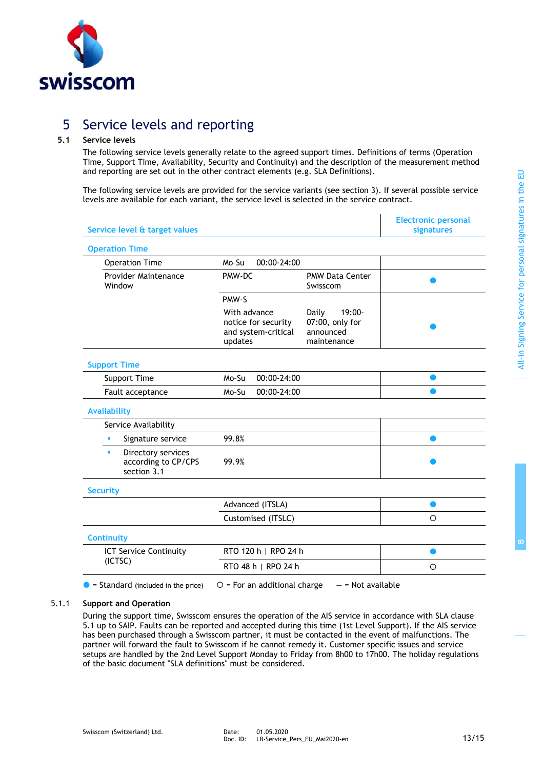# 5 Service levels and reporting

## 5.1 Service levels

The following service levels generally relate to the agreed support times. Definitions of terms (Operation Time, Support Time, Availability, Security and Continuity) and the description of the measurement method and reporting are set out in the other contract elements (e.g. SLA Definitions).

The following service levels are provided for the service variants (see section 3). If several possible service levels are available for each variant, the service level is selected in the service contract.

| Service level & target values | | | Electronic personal signatures |
|---|---|---|---|
| **Operation Time** | | | |
| Operation Time | Mo-Su | 00:00-24:00 | |
| Provider Maintenance Window | PMW-DC | PMW Data Center Swisscom | ● |
| | PMW-S<br>With advance notice for security and system-critical updates | Daily 19:00-07:00, only for announced maintenance | ● |
| **Support Time** | | | |
| Support Time | Mo-Su | 00:00-24:00 | ● |
| Fault acceptance | Mo-Su | 00:00-24:00 | ● |
| **Availability** | | | |
| Service Availability | | | |
| ▪ Signature service | 99.8% | | ● |
| ▪ Directory services according to CP/CPS section 3.1 | 99.9% | | ● |
| **Security** | | | |
| | Advanced (ITSLA) | | ● |
| | Customised (ITSLC) | | ○ |
| **Continuity** | | | |
| ICT Service Continuity (ICTSC) | RTO 120 h \| RPO 24 h | | ● |
| | RTO 48 h \| RPO 24 h | | ○ |

● = Standard (included in the price) ○ = For an additional charge — = Not available

### 5.1.1 Support and Operation

During the support time, Swisscom ensures the operation of the AIS service in accordance with SLA clause 5.1 up to SAIP. Faults can be reported and accepted during this time (1st Level Support). If the AIS service has been purchased through a Swisscom partner, it must be contacted in the event of malfunctions. The partner will forward the fault to Swisscom if he cannot remedy it. Customer specific issues and service setups are handled by the 2nd Level Support Monday to Friday from 8h00 to 17h00. The holiday regulations of the basic document "SLA definitions" must be considered.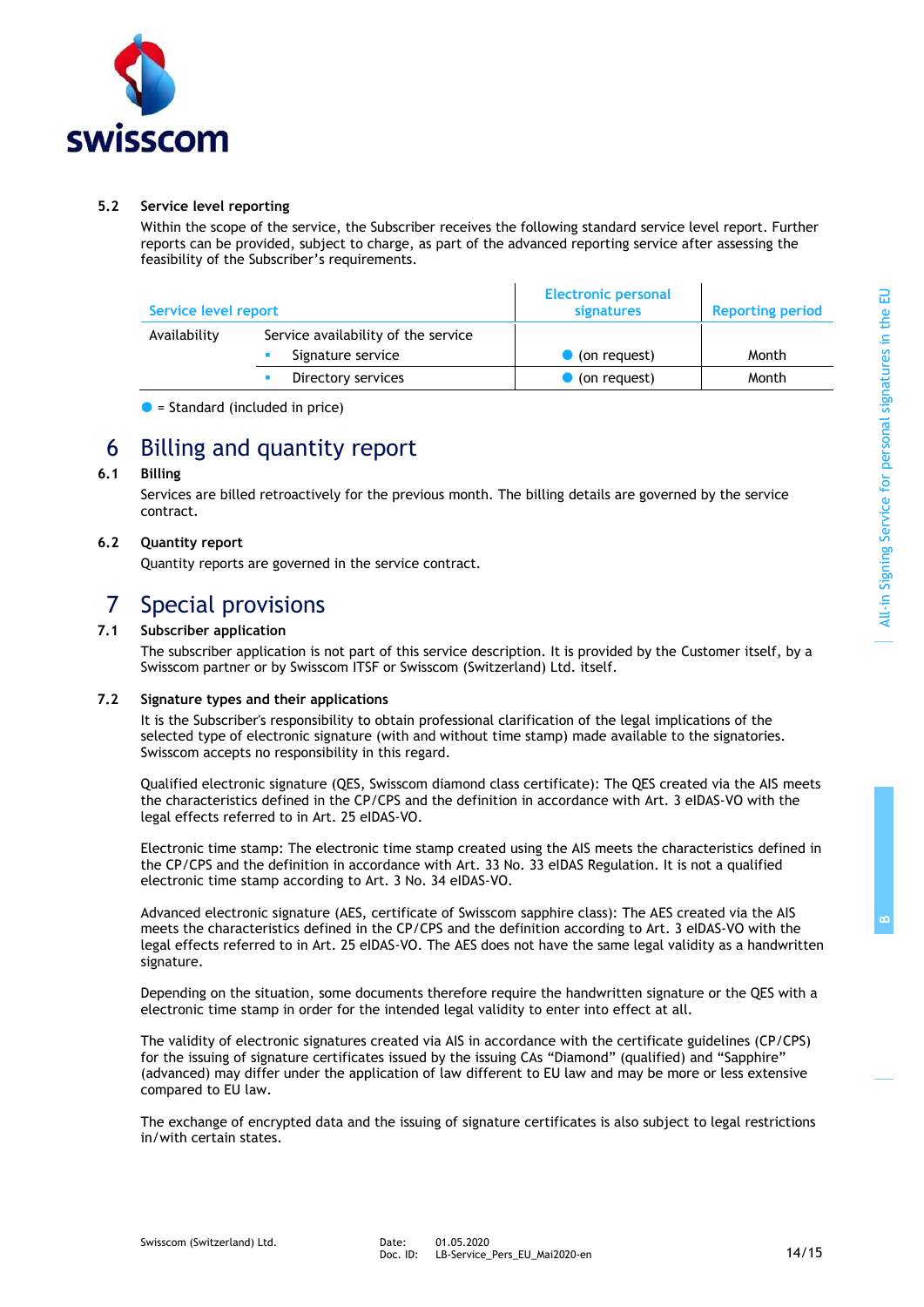### 5.2 Service level reporting

Within the scope of the service, the Subscriber receives the following standard service level report. Further reports can be provided, subject to charge, as part of the advanced reporting service after assessing the feasibility of the Subscriber's requirements.

| Service level report | | Electronic personal signatures | Reporting period |
|---|---|---|---|
| Availability | Service availability of the service | | |
| | ▪ Signature service | ● (on request) | Month |
| | ▪ Directory services | ● (on request) | Month |

● = Standard (included in price)

## 6 Billing and quantity report

### 6.1 Billing

Services are billed retroactively for the previous month. The billing details are governed by the service contract.

### 6.2 Quantity report

Quantity reports are governed in the service contract.

## 7 Special provisions

### 7.1 Subscriber application

The subscriber application is not part of this service description. It is provided by the Customer itself, by a Swisscom partner or by Swisscom ITSF or Swisscom (Switzerland) Ltd. itself.

### 7.2 Signature types and their applications

It is the Subscriber's responsibility to obtain professional clarification of the legal implications of the selected type of electronic signature (with and without time stamp) made available to the signatories. Swisscom accepts no responsibility in this regard.

Qualified electronic signature (QES, Swisscom diamond class certificate): The QES created via the AIS meets the characteristics defined in the CP/CPS and the definition in accordance with Art. 3 eIDAS-VO with the legal effects referred to in Art. 25 eIDAS-VO.

Electronic time stamp: The electronic time stamp created using the AIS meets the characteristics defined in the CP/CPS and the definition in accordance with Art. 33 No. 33 eIDAS Regulation. It is not a qualified electronic time stamp according to Art. 3 No. 34 eIDAS-VO.

Advanced electronic signature (AES, certificate of Swisscom sapphire class): The AES created via the AIS meets the characteristics defined in the CP/CPS and the definition according to Art. 3 eIDAS-VO with the legal effects referred to in Art. 25 eIDAS-VO. The AES does not have the same legal validity as a handwritten signature.

Depending on the situation, some documents therefore require the handwritten signature or the QES with a electronic time stamp in order for the intended legal validity to enter into effect at all.

The validity of electronic signatures created via AIS in accordance with the certificate guidelines (CP/CPS) for the issuing of signature certificates issued by the issuing CAs "Diamond" (qualified) and "Sapphire" (advanced) may differ under the application of law different to EU law and may be more or less extensive compared to EU law.

The exchange of encrypted data and the issuing of signature certificates is also subject to legal restrictions in/with certain states.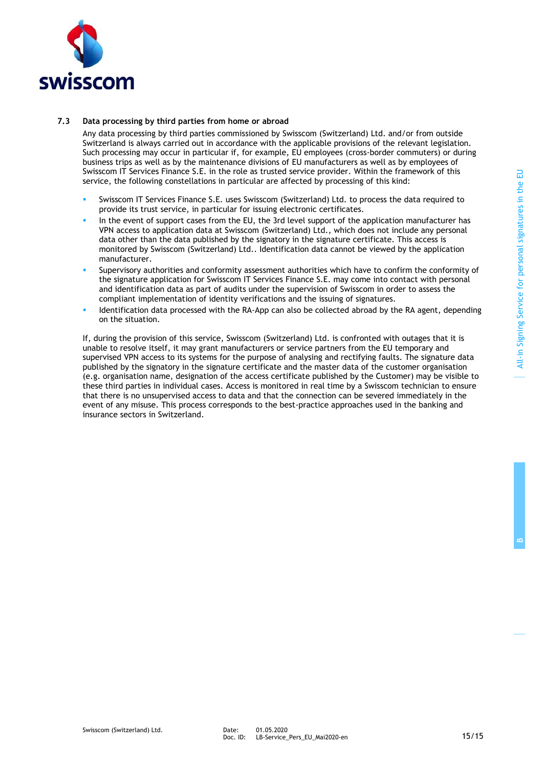### 7.3 Data processing by third parties from home or abroad

Any data processing by third parties commissioned by Swisscom (Switzerland) Ltd. and/or from outside Switzerland is always carried out in accordance with the applicable provisions of the relevant legislation. Such processing may occur in particular if, for example, EU employees (cross-border commuters) or during business trips as well as by the maintenance divisions of EU manufacturers as well as by employees of Swisscom IT Services Finance S.E. in the role as trusted service provider. Within the framework of this service, the following constellations in particular are affected by processing of this kind:

- Swisscom IT Services Finance S.E. uses Swisscom (Switzerland) Ltd. to process the data required to provide its trust service, in particular for issuing electronic certificates.
- In the event of support cases from the EU, the 3rd level support of the application manufacturer has VPN access to application data at Swisscom (Switzerland) Ltd., which does not include any personal data other than the data published by the signatory in the signature certificate. This access is monitored by Swisscom (Switzerland) Ltd.. Identification data cannot be viewed by the application manufacturer.
- Supervisory authorities and conformity assessment authorities which have to confirm the conformity of the signature application for Swisscom IT Services Finance S.E. may come into contact with personal and identification data as part of audits under the supervision of Swisscom in order to assess the compliant implementation of identity verifications and the issuing of signatures.
- Identification data processed with the RA-App can also be collected abroad by the RA agent, depending on the situation.

If, during the provision of this service, Swisscom (Switzerland) Ltd. is confronted with outages that it is unable to resolve itself, it may grant manufacturers or service partners from the EU temporary and supervised VPN access to its systems for the purpose of analysing and rectifying faults. The signature data published by the signatory in the signature certificate and the master data of the customer organisation (e.g. organisation name, designation of the access certificate published by the Customer) may be visible to these third parties in individual cases. Access is monitored in real time by a Swisscom technician to ensure that there is no unsupervised access to data and that the connection can be severed immediately in the event of any misuse. This process corresponds to the best-practice approaches used in the banking and insurance sectors in Switzerland.